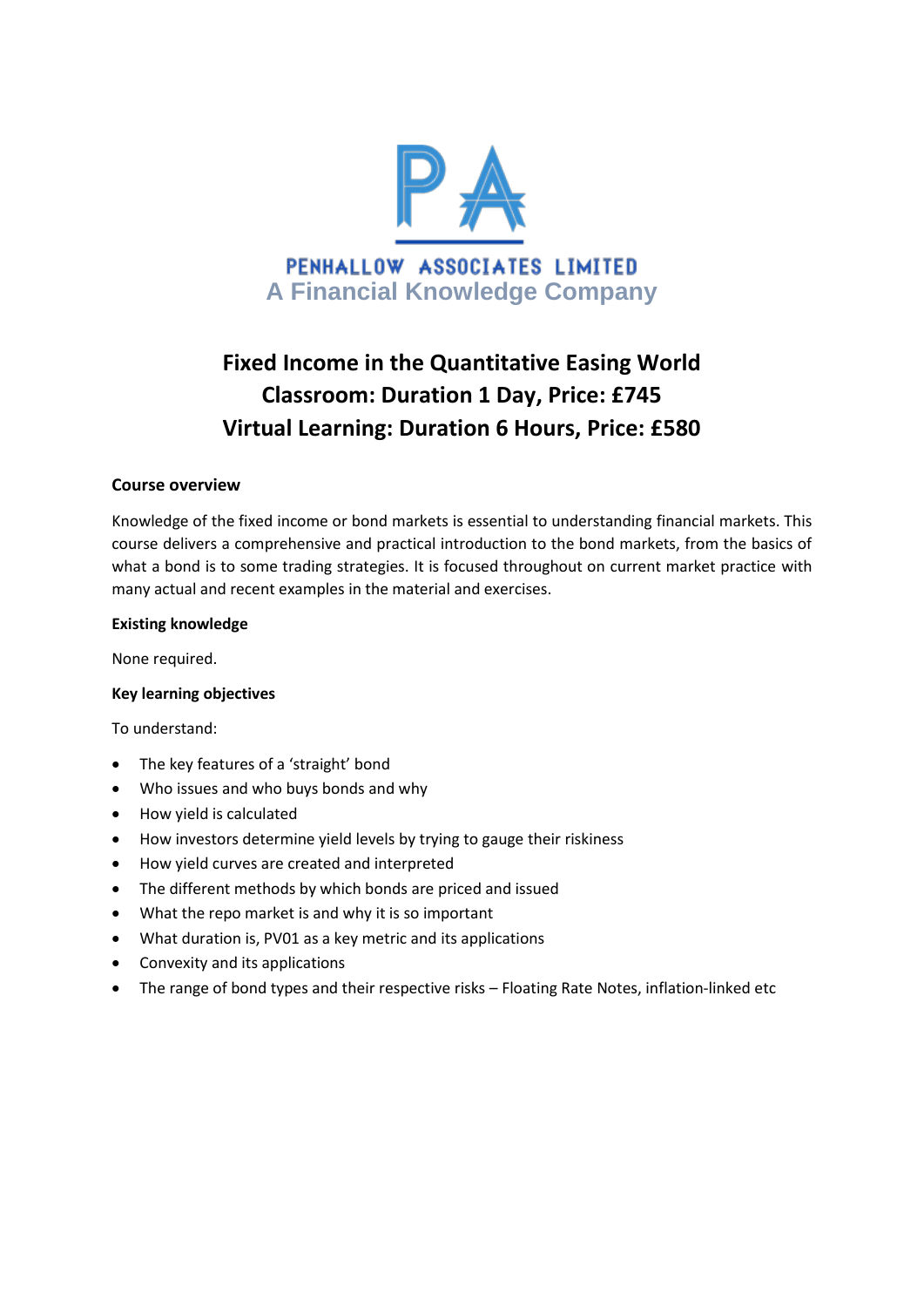PENHALLOW ASSOCIATES LIMITED

A Financial Knowledge Company

# Fixed Income in the Quantitative Easing World
## Classroom: Duration 1 Day, Price: £745
## Virtual Learning: Duration 6 Hours, Price: £580

**Course overview**

Knowledge of the fixed income or bond markets is essential to understanding financial markets. This course delivers a comprehensive and practical introduction to the bond markets, from the basics of what a bond is to some trading strategies. It is focused throughout on current market practice with many actual and recent examples in the material and exercises.

**Existing knowledge**

None required.

**Key learning objectives**

To understand:

- The key features of a 'straight' bond
- Who issues and who buys bonds and why
- How yield is calculated
- How investors determine yield levels by trying to gauge their riskiness
- How yield curves are created and interpreted
- The different methods by which bonds are priced and issued
- What the repo market is and why it is so important
- What duration is, PV01 as a key metric and its applications
- Convexity and its applications
- The range of bond types and their respective risks – Floating Rate Notes, inflation-linked etc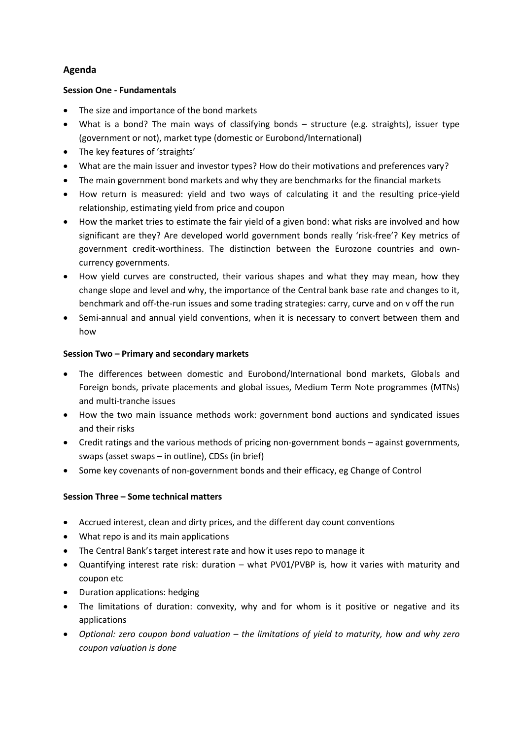## Agenda

### Session One - Fundamentals

- The size and importance of the bond markets
- What is a bond? The main ways of classifying bonds – structure (e.g. straights), issuer type (government or not), market type (domestic or Eurobond/International)
- The key features of 'straights'
- What are the main issuer and investor types? How do their motivations and preferences vary?
- The main government bond markets and why they are benchmarks for the financial markets
- How return is measured: yield and two ways of calculating it and the resulting price-yield relationship, estimating yield from price and coupon
- How the market tries to estimate the fair yield of a given bond: what risks are involved and how significant are they? Are developed world government bonds really 'risk-free'? Key metrics of government credit-worthiness. The distinction between the Eurozone countries and own-currency governments.
- How yield curves are constructed, their various shapes and what they may mean, how they change slope and level and why, the importance of the Central bank base rate and changes to it, benchmark and off-the-run issues and some trading strategies: carry, curve and on v off the run
- Semi-annual and annual yield conventions, when it is necessary to convert between them and how

### Session Two – Primary and secondary markets

- The differences between domestic and Eurobond/International bond markets, Globals and Foreign bonds, private placements and global issues, Medium Term Note programmes (MTNs) and multi-tranche issues
- How the two main issuance methods work: government bond auctions and syndicated issues and their risks
- Credit ratings and the various methods of pricing non-government bonds – against governments, swaps (asset swaps – in outline), CDSs (in brief)
- Some key covenants of non-government bonds and their efficacy, eg Change of Control

### Session Three – Some technical matters

- Accrued interest, clean and dirty prices, and the different day count conventions
- What repo is and its main applications
- The Central Bank's target interest rate and how it uses repo to manage it
- Quantifying interest rate risk: duration – what PV01/PVBP is*,* how it varies with maturity and coupon etc
- Duration applications: hedging
- The limitations of duration: convexity, why and for whom is it positive or negative and its applications
- *Optional: zero coupon bond valuation – the limitations of yield to maturity, how and why zero coupon valuation is done*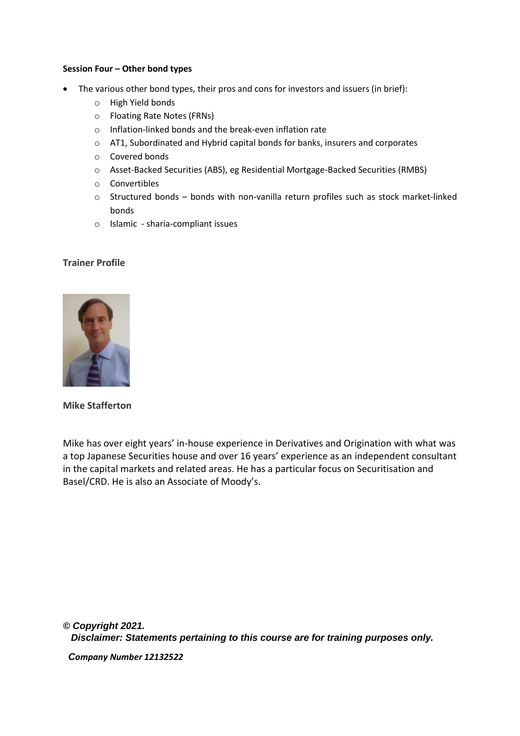**Session Four – Other bond types**

- The various other bond types, their pros and cons for investors and issuers (in brief):
  - High Yield bonds
  - Floating Rate Notes (FRNs)
  - Inflation-linked bonds and the break-even inflation rate
  - AT1, Subordinated and Hybrid capital bonds for banks, insurers and corporates
  - Covered bonds
  - Asset-Backed Securities (ABS), eg Residential Mortgage-Backed Securities (RMBS)
  - Convertibles
  - Structured bonds – bonds with non-vanilla return profiles such as stock market-linked bonds
  - Islamic - sharia-compliant issues

**Trainer Profile**

**Mike Stafferton**

Mike has over eight years' in-house experience in Derivatives and Origination with what was a top Japanese Securities house and over 16 years' experience as an independent consultant in the capital markets and related areas. He has a particular focus on Securitisation and Basel/CRD. He is also an Associate of Moody's.

***© Copyright 2021.***

***Disclaimer: Statements pertaining to this course are for training purposes only.***

*Company Number 12132522*